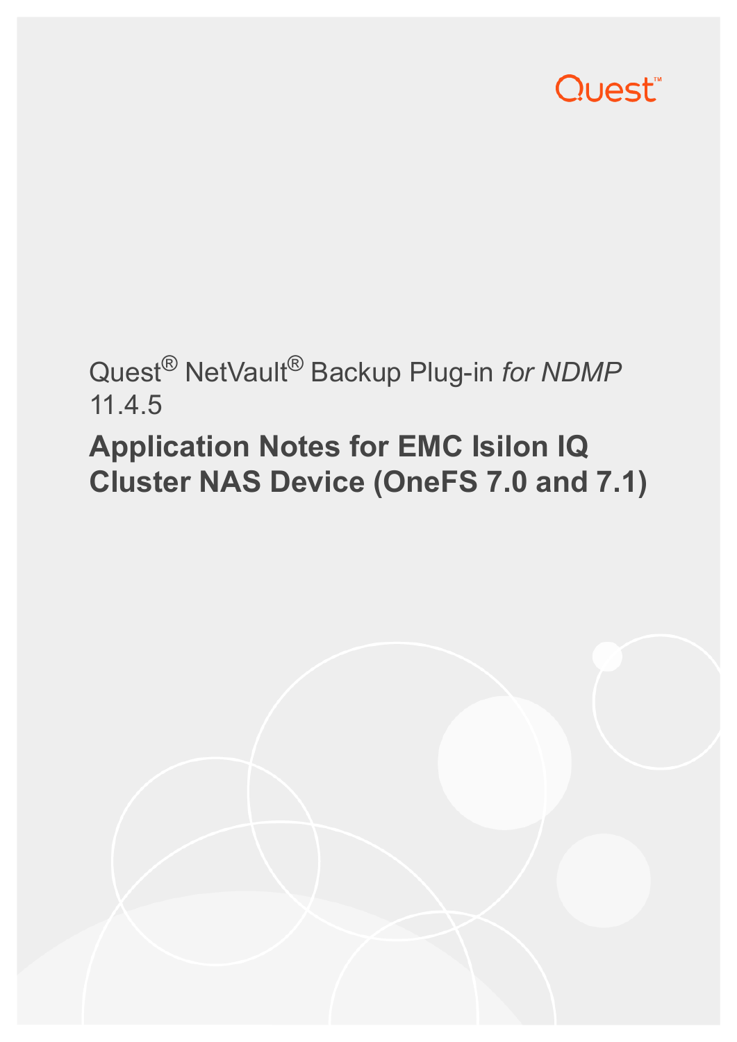Quest

Quest® NetVault® Backup Plug-in *for NDMP* 11.4.5

# Application Notes for EMC Isilon IQ Cluster NAS Device (OneFS 7.0 and 7.1)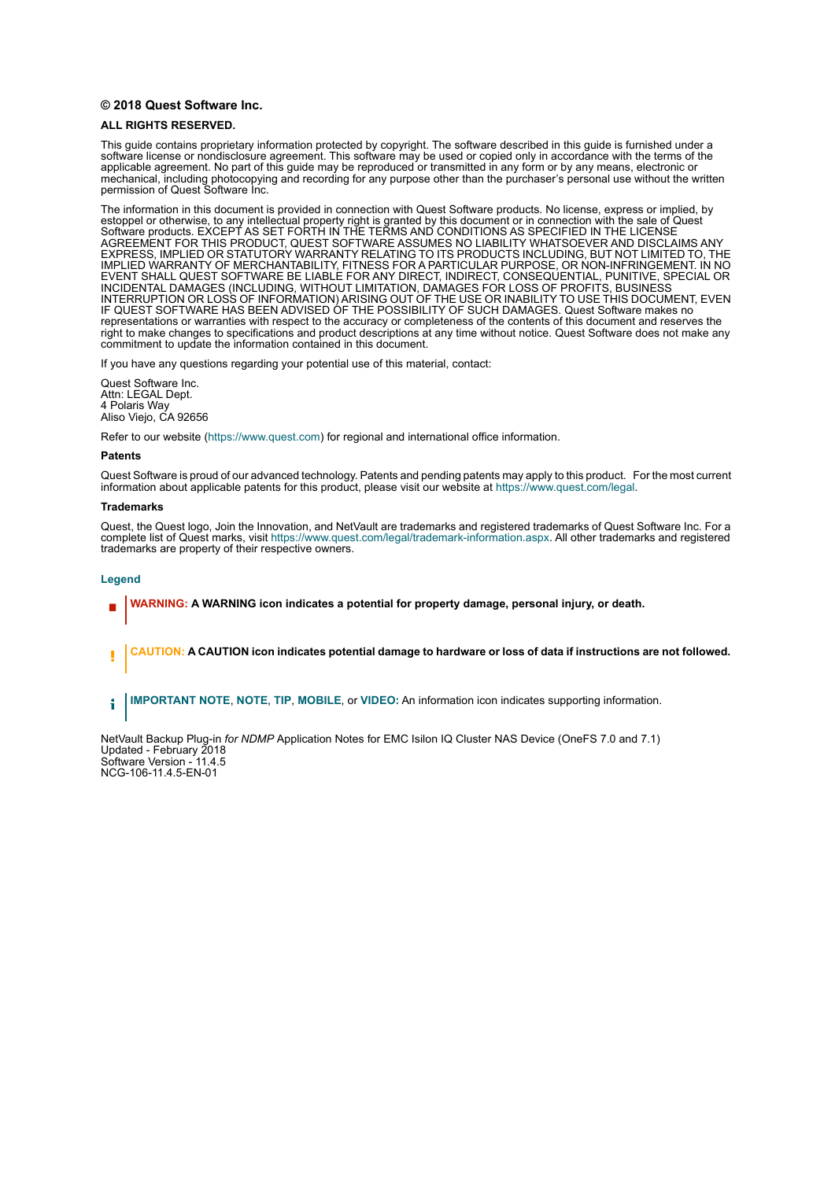**© 2018 Quest Software Inc.**

**ALL RIGHTS RESERVED.**

This guide contains proprietary information protected by copyright. The software described in this guide is furnished under a software license or nondisclosure agreement. This software may be used or copied only in accordance with the terms of the applicable agreement. No part of this guide may be reproduced or transmitted in any form or by any means, electronic or mechanical, including photocopying and recording for any purpose other than the purchaser's personal use without the written permission of Quest Software Inc.

The information in this document is provided in connection with Quest Software products. No license, express or implied, by estoppel or otherwise, to any intellectual property right is granted by this document or in connection with the sale of Quest Software products. EXCEPT AS SET FORTH IN THE TERMS AND CONDITIONS AS SPECIFIED IN THE LICENSE AGREEMENT FOR THIS PRODUCT, QUEST SOFTWARE ASSUMES NO LIABILITY WHATSOEVER AND DISCLAIMS ANY EXPRESS, IMPLIED OR STATUTORY WARRANTY RELATING TO ITS PRODUCTS INCLUDING, BUT NOT LIMITED TO, THE IMPLIED WARRANTY OF MERCHANTABILITY, FITNESS FOR A PARTICULAR PURPOSE, OR NON-INFRINGEMENT. IN NO EVENT SHALL QUEST SOFTWARE BE LIABLE FOR ANY DIRECT, INDIRECT, CONSEQUENTIAL, PUNITIVE, SPECIAL OR INCIDENTAL DAMAGES (INCLUDING, WITHOUT LIMITATION, DAMAGES FOR LOSS OF PROFITS, BUSINESS INTERRUPTION OR LOSS OF INFORMATION) ARISING OUT OF THE USE OR INABILITY TO USE THIS DOCUMENT, EVEN IF QUEST SOFTWARE HAS BEEN ADVISED OF THE POSSIBILITY OF SUCH DAMAGES. Quest Software makes no representations or warranties with respect to the accuracy or completeness of the contents of this document and reserves the right to make changes to specifications and product descriptions at any time without notice. Quest Software does not make any commitment to update the information contained in this document.

If you have any questions regarding your potential use of this material, contact:

Quest Software Inc.
Attn: LEGAL Dept.
4 Polaris Way
Aliso Viejo, CA 92656

Refer to our website (https://www.quest.com) for regional and international office information.

**Patents**

Quest Software is proud of our advanced technology. Patents and pending patents may apply to this product. For the most current information about applicable patents for this product, please visit our website at https://www.quest.com/legal.

**Trademarks**

Quest, the Quest logo, Join the Innovation, and NetVault are trademarks and registered trademarks of Quest Software Inc. For a complete list of Quest marks, visit https://www.quest.com/legal/trademark-information.aspx. All other trademarks and registered trademarks are property of their respective owners.

**Legend**

**WARNING: A WARNING icon indicates a potential for property damage, personal injury, or death.**

**CAUTION: A CAUTION icon indicates potential damage to hardware or loss of data if instructions are not followed.**

**IMPORTANT NOTE**, **NOTE**, **TIP**, **MOBILE**, or **VIDEO:** An information icon indicates supporting information.

NetVault Backup Plug-in *for NDMP* Application Notes for EMC Isilon IQ Cluster NAS Device (OneFS 7.0 and 7.1)
Updated - February 2018
Software Version - 11.4.5
NCG-106-11.4.5-EN-01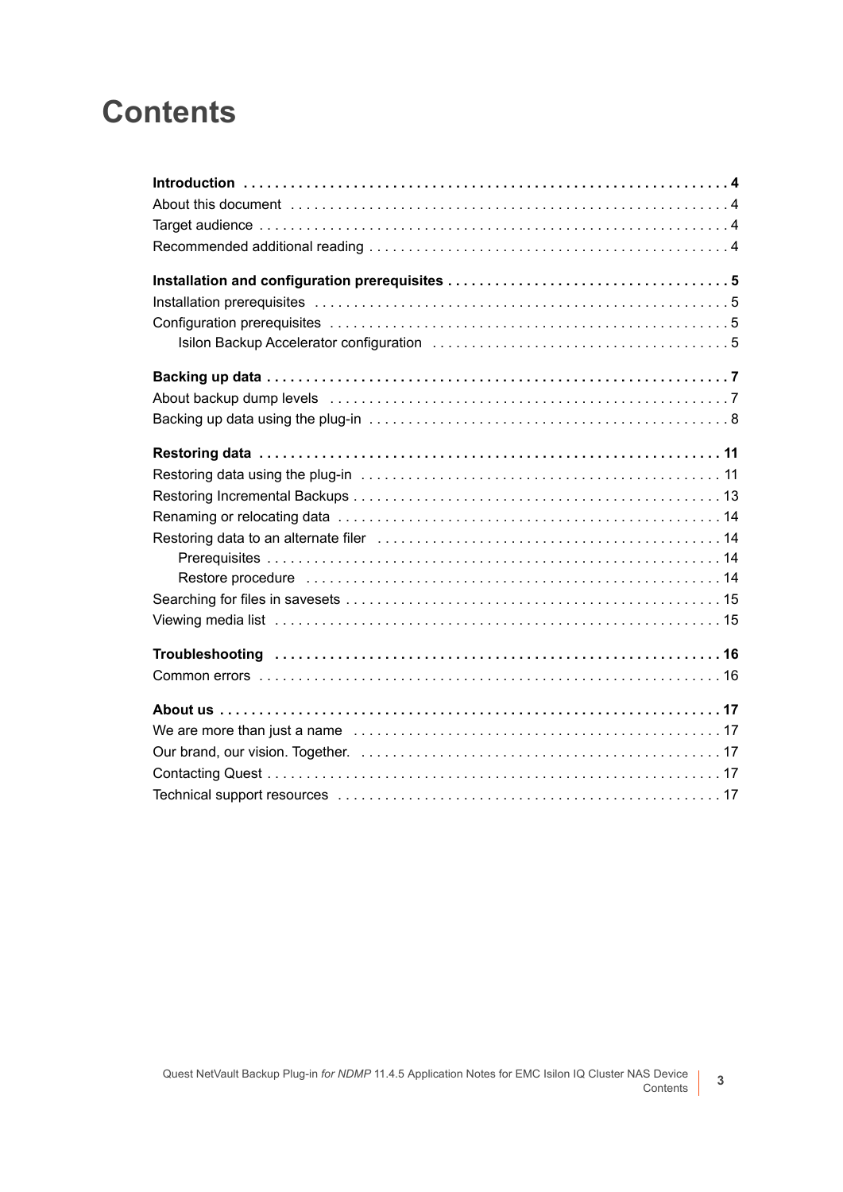# Contents

**Introduction** . . . . . . . . . . . . . . . . . . . . . . . . . . . . . . . . . . . . . . . . . . . . . . . . . . . . . . . . . . . . . **4**

About this document . . . . . . . . . . . . . . . . . . . . . . . . . . . . . . . . . . . . . . . . . . . . . . . . . . . . . . . 4

Target audience . . . . . . . . . . . . . . . . . . . . . . . . . . . . . . . . . . . . . . . . . . . . . . . . . . . . . . . . . . . 4

Recommended additional reading . . . . . . . . . . . . . . . . . . . . . . . . . . . . . . . . . . . . . . . . . . . . . . 4

**Installation and configuration prerequisites** . . . . . . . . . . . . . . . . . . . . . . . . . . . . . . . . . . . **5**

Installation prerequisites . . . . . . . . . . . . . . . . . . . . . . . . . . . . . . . . . . . . . . . . . . . . . . . . . . . . 5

Configuration prerequisites . . . . . . . . . . . . . . . . . . . . . . . . . . . . . . . . . . . . . . . . . . . . . . . . . . 5

Isilon Backup Accelerator configuration . . . . . . . . . . . . . . . . . . . . . . . . . . . . . . . . . . . . . 5

**Backing up data** . . . . . . . . . . . . . . . . . . . . . . . . . . . . . . . . . . . . . . . . . . . . . . . . . . . . . . . . . . **7**

About backup dump levels . . . . . . . . . . . . . . . . . . . . . . . . . . . . . . . . . . . . . . . . . . . . . . . . . . . 7

Backing up data using the plug-in . . . . . . . . . . . . . . . . . . . . . . . . . . . . . . . . . . . . . . . . . . . . . . 8

**Restoring data** . . . . . . . . . . . . . . . . . . . . . . . . . . . . . . . . . . . . . . . . . . . . . . . . . . . . . . . . . . . **11**

Restoring data using the plug-in . . . . . . . . . . . . . . . . . . . . . . . . . . . . . . . . . . . . . . . . . . . . . . 11

Restoring Incremental Backups . . . . . . . . . . . . . . . . . . . . . . . . . . . . . . . . . . . . . . . . . . . . . . . 13

Renaming or relocating data . . . . . . . . . . . . . . . . . . . . . . . . . . . . . . . . . . . . . . . . . . . . . . . . . 14

Restoring data to an alternate filer . . . . . . . . . . . . . . . . . . . . . . . . . . . . . . . . . . . . . . . . . . . . 14

Prerequisites . . . . . . . . . . . . . . . . . . . . . . . . . . . . . . . . . . . . . . . . . . . . . . . . . . . . . . . . . . 14

Restore procedure . . . . . . . . . . . . . . . . . . . . . . . . . . . . . . . . . . . . . . . . . . . . . . . . . . . . . 14

Searching for files in savesets . . . . . . . . . . . . . . . . . . . . . . . . . . . . . . . . . . . . . . . . . . . . . . . . 15

Viewing media list . . . . . . . . . . . . . . . . . . . . . . . . . . . . . . . . . . . . . . . . . . . . . . . . . . . . . . . . . 15

**Troubleshooting** . . . . . . . . . . . . . . . . . . . . . . . . . . . . . . . . . . . . . . . . . . . . . . . . . . . . . . . . . **16**

Common errors . . . . . . . . . . . . . . . . . . . . . . . . . . . . . . . . . . . . . . . . . . . . . . . . . . . . . . . . . . . 16

**About us** . . . . . . . . . . . . . . . . . . . . . . . . . . . . . . . . . . . . . . . . . . . . . . . . . . . . . . . . . . . . . . . **17**

We are more than just a name . . . . . . . . . . . . . . . . . . . . . . . . . . . . . . . . . . . . . . . . . . . . . . . 17

Our brand, our vision. Together. . . . . . . . . . . . . . . . . . . . . . . . . . . . . . . . . . . . . . . . . . . . . . . 17

Contacting Quest . . . . . . . . . . . . . . . . . . . . . . . . . . . . . . . . . . . . . . . . . . . . . . . . . . . . . . . . . . 17

Technical support resources . . . . . . . . . . . . . . . . . . . . . . . . . . . . . . . . . . . . . . . . . . . . . . . . . 17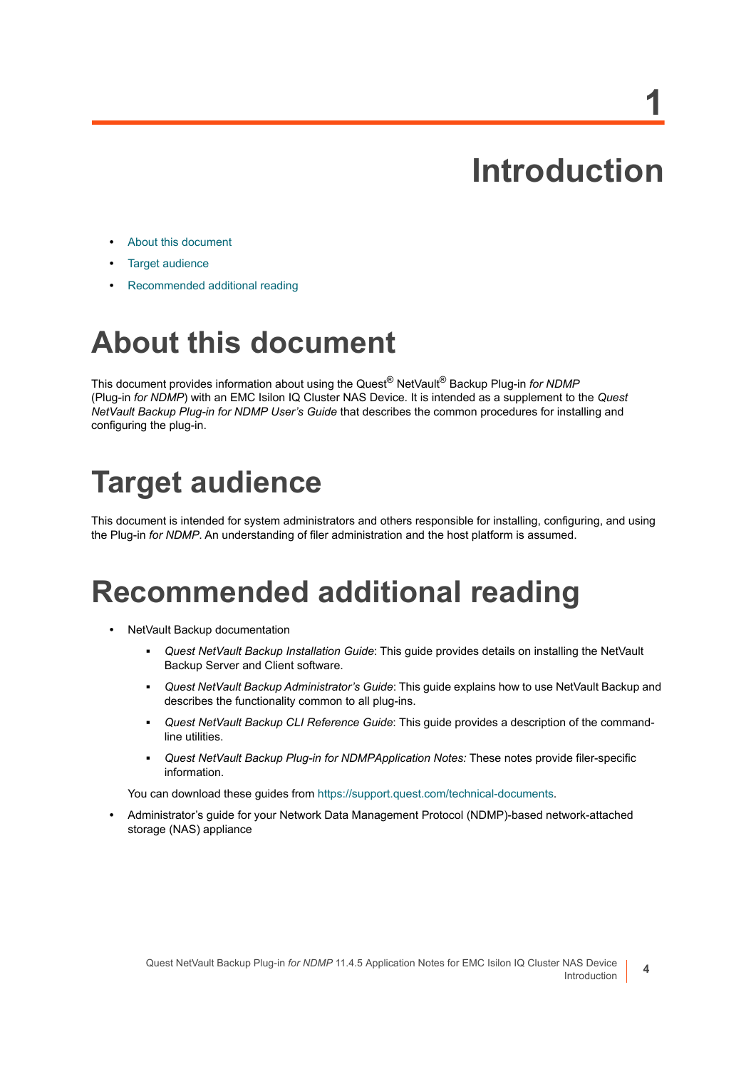# 1 Introduction

- About this document
- Target audience
- Recommended additional reading

## About this document

This document provides information about using the Quest® NetVault® Backup Plug-in *for NDMP* (Plug-in *for NDMP*) with an EMC Isilon IQ Cluster NAS Device. It is intended as a supplement to the *Quest NetVault Backup Plug-in for NDMP User's Guide* that describes the common procedures for installing and configuring the plug-in.

## Target audience

This document is intended for system administrators and others responsible for installing, configuring, and using the Plug-in *for NDMP*. An understanding of filer administration and the host platform is assumed.

## Recommended additional reading

- NetVault Backup documentation
  - *Quest NetVault Backup Installation Guide*: This guide provides details on installing the NetVault Backup Server and Client software.
  - *Quest NetVault Backup Administrator's Guide*: This guide explains how to use NetVault Backup and describes the functionality common to all plug-ins.
  - *Quest NetVault Backup CLI Reference Guide*: This guide provides a description of the command-line utilities.
  - *Quest NetVault Backup Plug-in for NDMPApplication Notes:* These notes provide filer-specific information.

  You can download these guides from https://support.quest.com/technical-documents.
- Administrator's guide for your Network Data Management Protocol (NDMP)-based network-attached storage (NAS) appliance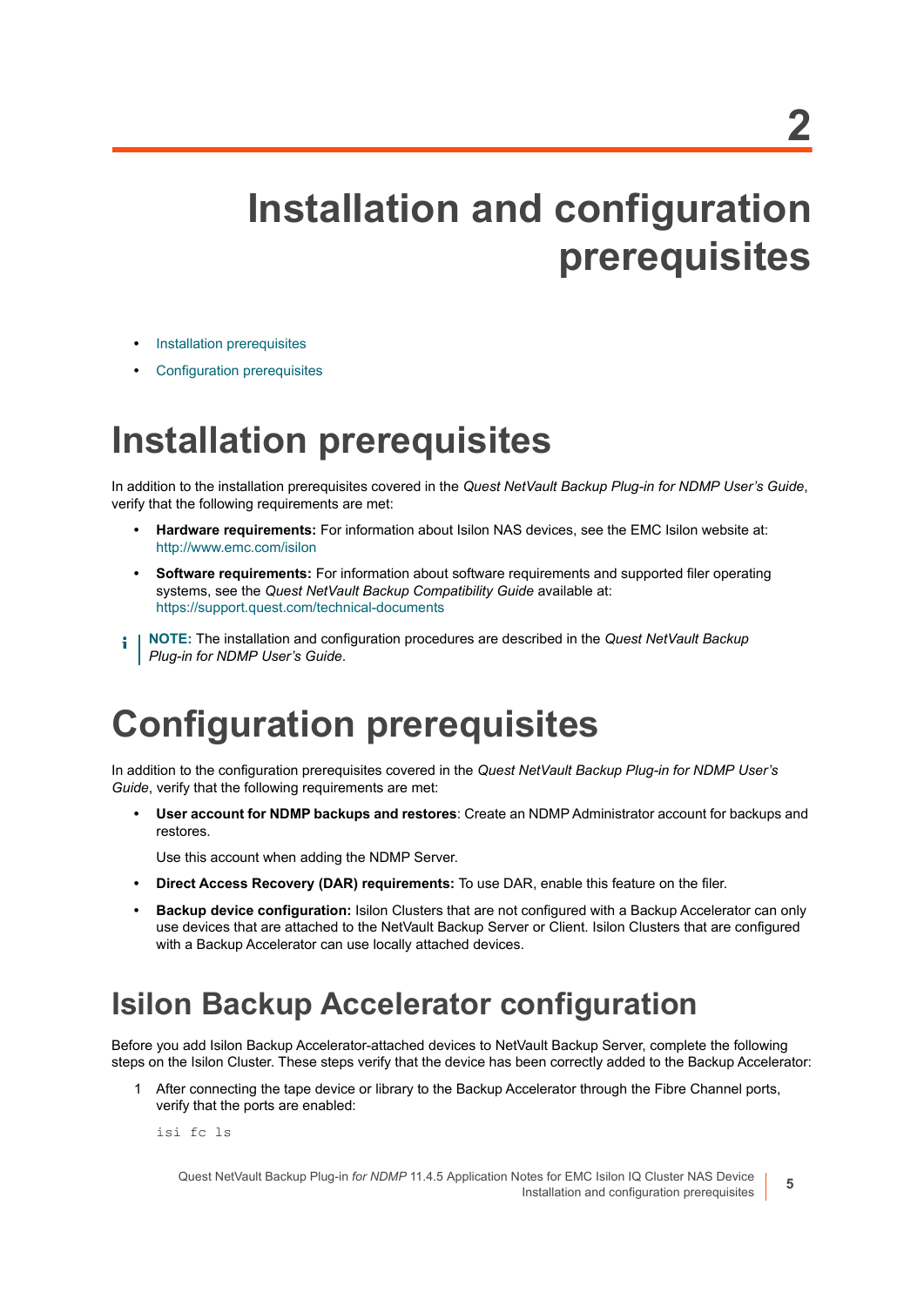# 2

# Installation and configuration prerequisites

- Installation prerequisites
- Configuration prerequisites

## Installation prerequisites

In addition to the installation prerequisites covered in the *Quest NetVault Backup Plug-in for NDMP User's Guide*, verify that the following requirements are met:

- **Hardware requirements:** For information about Isilon NAS devices, see the EMC Isilon website at: http://www.emc.com/isilon
- **Software requirements:** For information about software requirements and supported filer operating systems, see the *Quest NetVault Backup Compatibility Guide* available at: https://support.quest.com/technical-documents

> **NOTE:** The installation and configuration procedures are described in the *Quest NetVault Backup Plug-in for NDMP User's Guide*.

## Configuration prerequisites

In addition to the configuration prerequisites covered in the *Quest NetVault Backup Plug-in for NDMP User's Guide*, verify that the following requirements are met:

- **User account for NDMP backups and restores**: Create an NDMP Administrator account for backups and restores.

  Use this account when adding the NDMP Server.
- **Direct Access Recovery (DAR) requirements:** To use DAR, enable this feature on the filer.
- **Backup device configuration:** Isilon Clusters that are not configured with a Backup Accelerator can only use devices that are attached to the NetVault Backup Server or Client. Isilon Clusters that are configured with a Backup Accelerator can use locally attached devices.

### Isilon Backup Accelerator configuration

Before you add Isilon Backup Accelerator-attached devices to NetVault Backup Server, complete the following steps on the Isilon Cluster. These steps verify that the device has been correctly added to the Backup Accelerator:

1. After connecting the tape device or library to the Backup Accelerator through the Fibre Channel ports, verify that the ports are enabled:

```
isi fc ls
```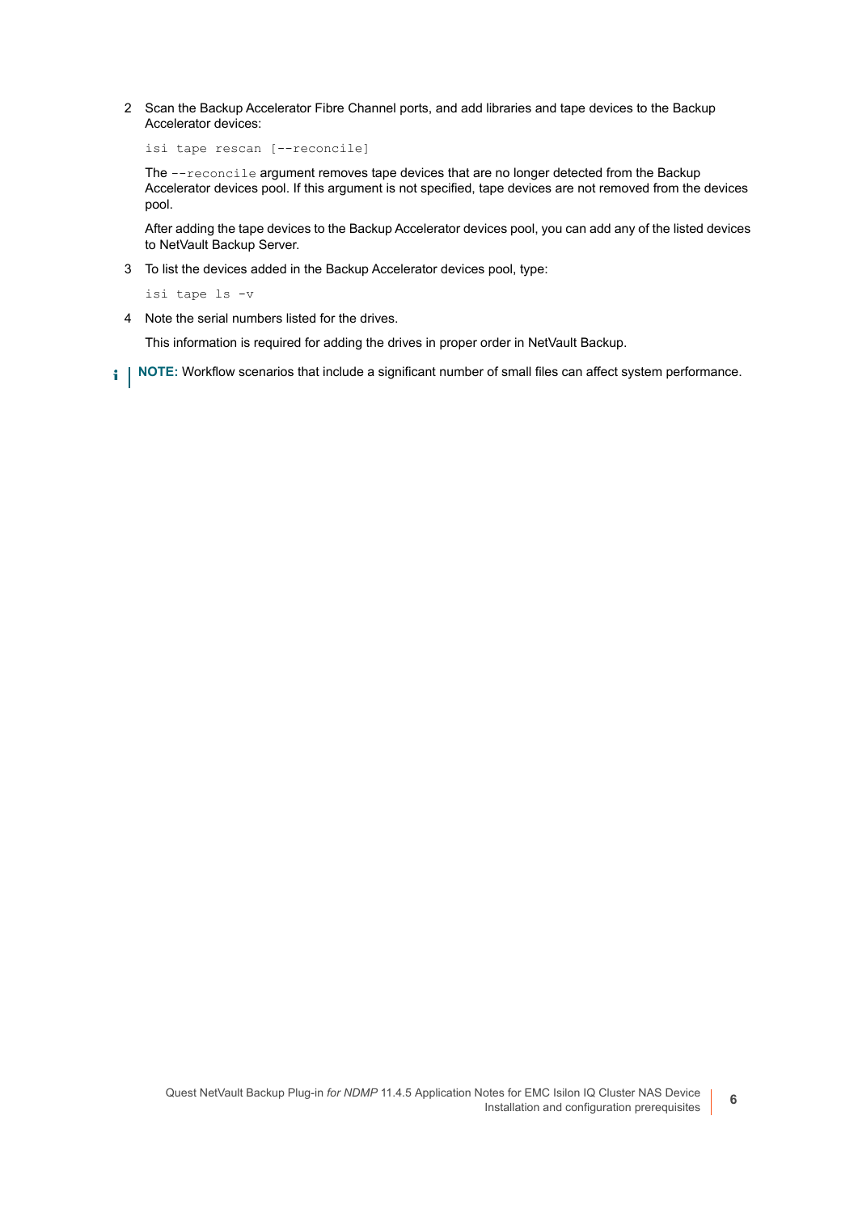2. Scan the Backup Accelerator Fibre Channel ports, and add libraries and tape devices to the Backup Accelerator devices:

   ```
   isi tape rescan [--reconcile]
   ```

   The `--reconcile` argument removes tape devices that are no longer detected from the Backup Accelerator devices pool. If this argument is not specified, tape devices are not removed from the devices pool.

   After adding the tape devices to the Backup Accelerator devices pool, you can add any of the listed devices to NetVault Backup Server.

3. To list the devices added in the Backup Accelerator devices pool, type:

   ```
   isi tape ls -v
   ```

4. Note the serial numbers listed for the drives.

   This information is required for adding the drives in proper order in NetVault Backup.

**NOTE:** Workflow scenarios that include a significant number of small files can affect system performance.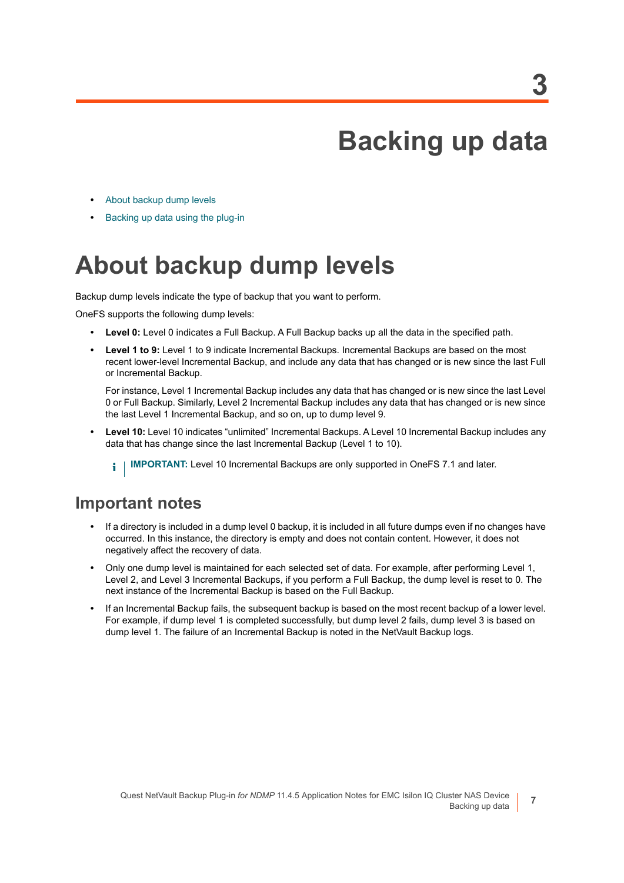# 3

# Backing up data

- About backup dump levels
- Backing up data using the plug-in

# About backup dump levels

Backup dump levels indicate the type of backup that you want to perform.

OneFS supports the following dump levels:

- **Level 0:** Level 0 indicates a Full Backup. A Full Backup backs up all the data in the specified path.
- **Level 1 to 9:** Level 1 to 9 indicate Incremental Backups. Incremental Backups are based on the most recent lower-level Incremental Backup, and include any data that has changed or is new since the last Full or Incremental Backup.

  For instance, Level 1 Incremental Backup includes any data that has changed or is new since the last Level 0 or Full Backup. Similarly, Level 2 Incremental Backup includes any data that has changed or is new since the last Level 1 Incremental Backup, and so on, up to dump level 9.
- **Level 10:** Level 10 indicates “unlimited” Incremental Backups. A Level 10 Incremental Backup includes any data that has change since the last Incremental Backup (Level 1 to 10).

  **IMPORTANT:** Level 10 Incremental Backups are only supported in OneFS 7.1 and later.

## Important notes

- If a directory is included in a dump level 0 backup, it is included in all future dumps even if no changes have occurred. In this instance, the directory is empty and does not contain content. However, it does not negatively affect the recovery of data.
- Only one dump level is maintained for each selected set of data. For example, after performing Level 1, Level 2, and Level 3 Incremental Backups, if you perform a Full Backup, the dump level is reset to 0. The next instance of the Incremental Backup is based on the Full Backup.
- If an Incremental Backup fails, the subsequent backup is based on the most recent backup of a lower level. For example, if dump level 1 is completed successfully, but dump level 2 fails, dump level 3 is based on dump level 1. The failure of an Incremental Backup is noted in the NetVault Backup logs.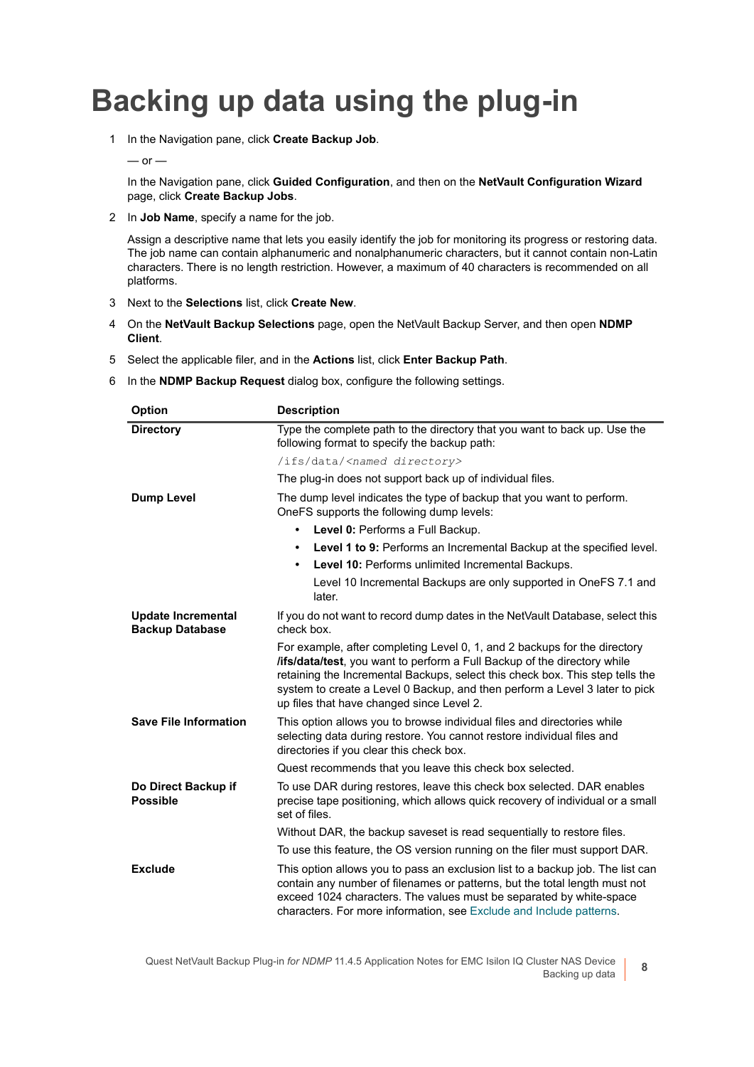# Backing up data using the plug-in

1. In the Navigation pane, click **Create Backup Job**.

   — or —

   In the Navigation pane, click **Guided Configuration**, and then on the **NetVault Configuration Wizard** page, click **Create Backup Jobs**.

2. In **Job Name**, specify a name for the job.

   Assign a descriptive name that lets you easily identify the job for monitoring its progress or restoring data. The job name can contain alphanumeric and nonalphanumeric characters, but it cannot contain non-Latin characters. There is no length restriction. However, a maximum of 40 characters is recommended on all platforms.

3. Next to the **Selections** list, click **Create New**.

4. On the **NetVault Backup Selections** page, open the NetVault Backup Server, and then open **NDMP Client**.

5. Select the applicable filer, and in the **Actions** list, click **Enter Backup Path**.

6. In the **NDMP Backup Request** dialog box, configure the following settings.

| Option | Description |
|---|---|
| **Directory** | Type the complete path to the directory that you want to back up. Use the following format to specify the backup path:<br>`/ifs/data/<named directory>`<br>The plug-in does not support back up of individual files. |
| **Dump Level** | The dump level indicates the type of backup that you want to perform. OneFS supports the following dump levels:<br>• **Level 0:** Performs a Full Backup.<br>• **Level 1 to 9:** Performs an Incremental Backup at the specified level.<br>• **Level 10:** Performs unlimited Incremental Backups.<br>Level 10 Incremental Backups are only supported in OneFS 7.1 and later. |
| **Update Incremental Backup Database** | If you do not want to record dump dates in the NetVault Database, select this check box.<br>For example, after completing Level 0, 1, and 2 backups for the directory **/ifs/data/test**, you want to perform a Full Backup of the directory while retaining the Incremental Backups, select this check box. This step tells the system to create a Level 0 Backup, and then perform a Level 3 later to pick up files that have changed since Level 2. |
| **Save File Information** | This option allows you to browse individual files and directories while selecting data during restore. You cannot restore individual files and directories if you clear this check box.<br>Quest recommends that you leave this check box selected. |
| **Do Direct Backup if Possible** | To use DAR during restores, leave this check box selected. DAR enables precise tape positioning, which allows quick recovery of individual or a small set of files.<br>Without DAR, the backup saveset is read sequentially to restore files.<br>To use this feature, the OS version running on the filer must support DAR. |
| **Exclude** | This option allows you to pass an exclusion list to a backup job. The list can contain any number of filenames or patterns, but the total length must not exceed 1024 characters. The values must be separated by white-space characters. For more information, see Exclude and Include patterns. |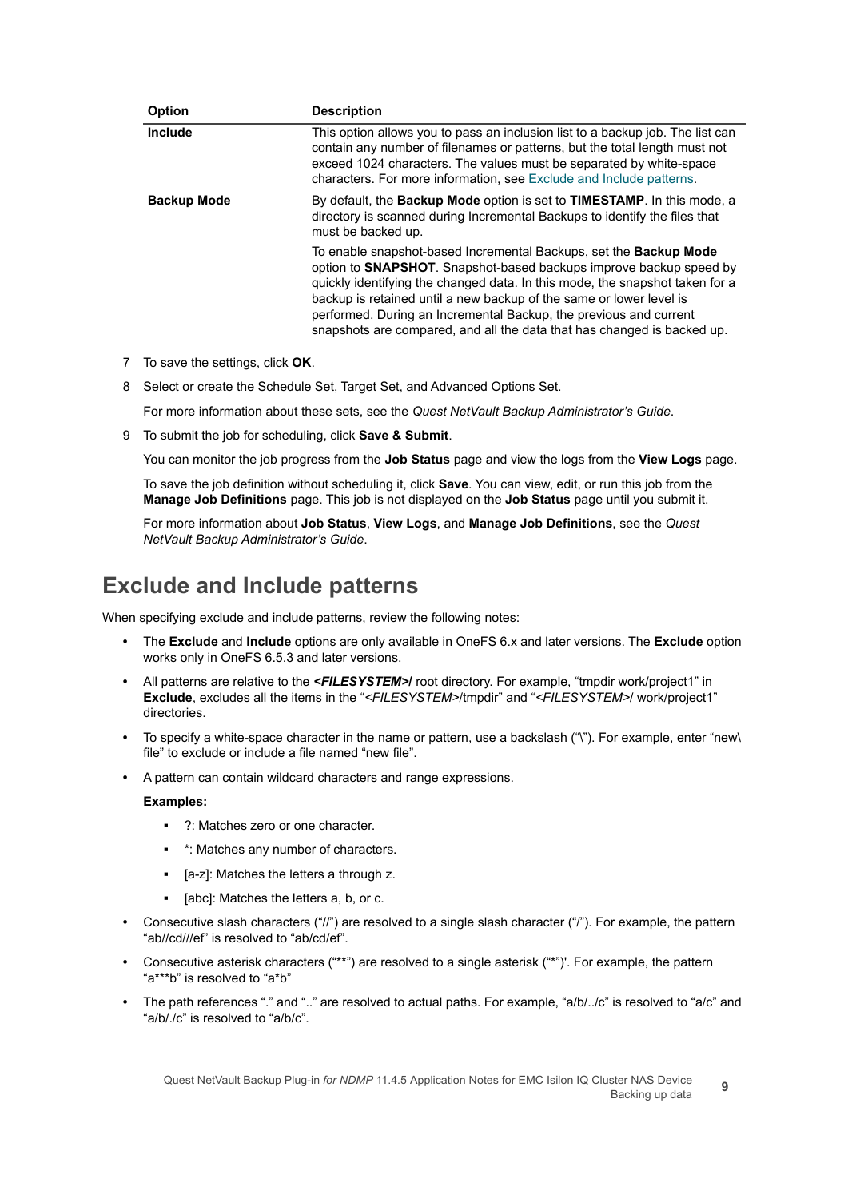| Option | Description |
|---|---|
| **Include** | This option allows you to pass an inclusion list to a backup job. The list can contain any number of filenames or patterns, but the total length must not exceed 1024 characters. The values must be separated by white-space characters. For more information, see Exclude and Include patterns. |
| **Backup Mode** | By default, the **Backup Mode** option is set to **TIMESTAMP**. In this mode, a directory is scanned during Incremental Backups to identify the files that must be backed up.<br><br>To enable snapshot-based Incremental Backups, set the **Backup Mode** option to **SNAPSHOT**. Snapshot-based backups improve backup speed by quickly identifying the changed data. In this mode, the snapshot taken for a backup is retained until a new backup of the same or lower level is performed. During an Incremental Backup, the previous and current snapshots are compared, and all the data that has changed is backed up. |

7 To save the settings, click **OK**.

8 Select or create the Schedule Set, Target Set, and Advanced Options Set.

   For more information about these sets, see the *Quest NetVault Backup Administrator's Guide*.

9 To submit the job for scheduling, click **Save & Submit**.

   You can monitor the job progress from the **Job Status** page and view the logs from the **View Logs** page.

   To save the job definition without scheduling it, click **Save**. You can view, edit, or run this job from the **Manage Job Definitions** page. This job is not displayed on the **Job Status** page until you submit it.

   For more information about **Job Status**, **View Logs**, and **Manage Job Definitions**, see the *Quest NetVault Backup Administrator's Guide*.

## Exclude and Include patterns

When specifying exclude and include patterns, review the following notes:

- The **Exclude** and **Include** options are only available in OneFS 6.x and later versions. The **Exclude** option works only in OneFS 6.5.3 and later versions.
- All patterns are relative to the ***<FILESYSTEM>/*** root directory. For example, "tmpdir work/project1" in **Exclude**, excludes all the items in the "*<FILESYSTEM>*/tmpdir" and "*<FILESYSTEM>*/ work/project1" directories.
- To specify a white-space character in the name or pattern, use a backslash ("\"). For example, enter "new\ file" to exclude or include a file named "new file".
- A pattern can contain wildcard characters and range expressions.

  **Examples:**

  - ?: Matches zero or one character.
  - *: Matches any number of characters.
  - [a-z]: Matches the letters a through z.
  - [abc]: Matches the letters a, b, or c.
- Consecutive slash characters ("//") are resolved to a single slash character ("/"). For example, the pattern "ab//cd///ef" is resolved to "ab/cd/ef".
- Consecutive asterisk characters ("**") are resolved to a single asterisk ("*")'. For example, the pattern "a***b" is resolved to "a*b"
- The path references "." and ".." are resolved to actual paths. For example, "a/b/../c" is resolved to "a/c" and "a/b/./c" is resolved to "a/b/c".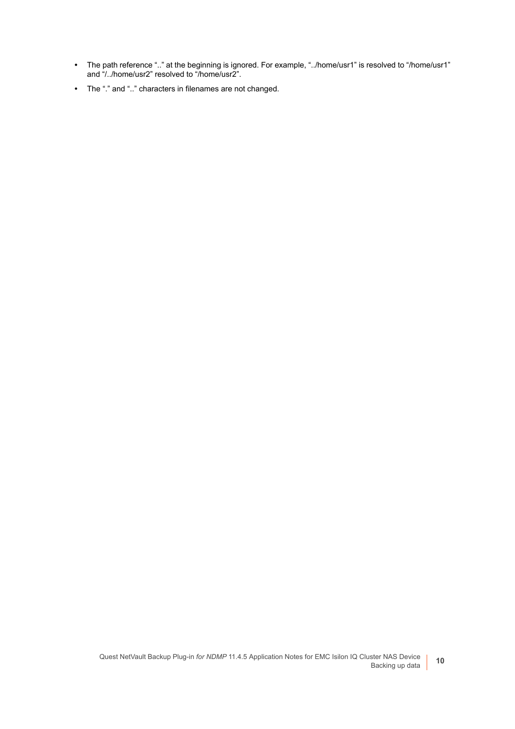- The path reference ".." at the beginning is ignored. For example, "../home/usr1" is resolved to "/home/usr1" and "/../home/usr2" resolved to "/home/usr2".
- The "." and ".." characters in filenames are not changed.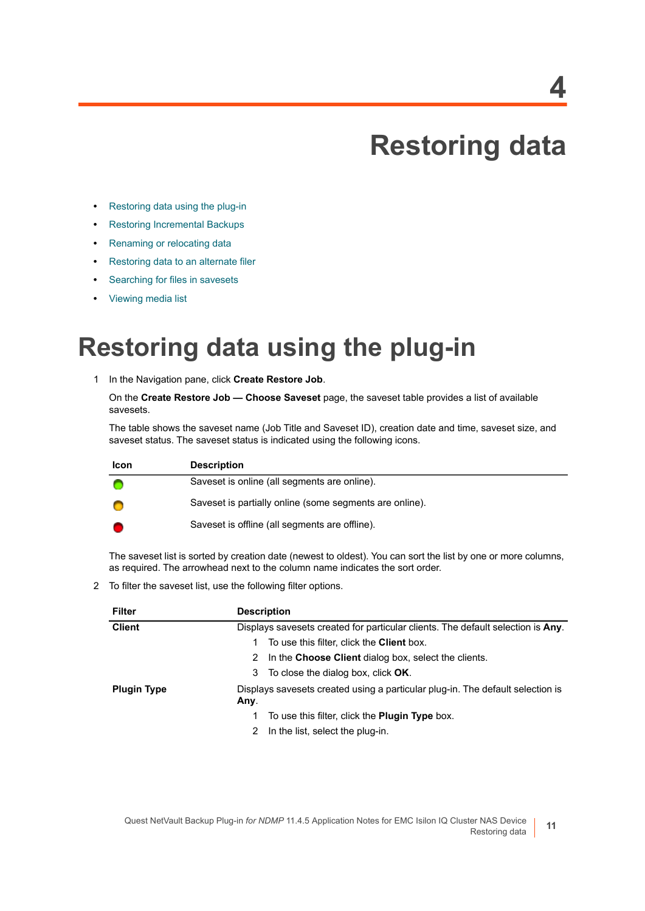# 4

# Restoring data

- Restoring data using the plug-in
- Restoring Incremental Backups
- Renaming or relocating data
- Restoring data to an alternate filer
- Searching for files in savesets
- Viewing media list

## Restoring data using the plug-in

1. In the Navigation pane, click **Create Restore Job**.

   On the **Create Restore Job — Choose Saveset** page, the saveset table provides a list of available savesets.

   The table shows the saveset name (Job Title and Saveset ID), creation date and time, saveset size, and saveset status. The saveset status is indicated using the following icons.

   | Icon | Description |
   |---|---|
   | 🟢 | Saveset is online (all segments are online). |
   | 🟡 | Saveset is partially online (some segments are online). |
   | 🔴 | Saveset is offline (all segments are offline). |

   The saveset list is sorted by creation date (newest to oldest). You can sort the list by one or more columns, as required. The arrowhead next to the column name indicates the sort order.

2. To filter the saveset list, use the following filter options.

   | Filter | Description |
   |---|---|
   | **Client** | Displays savesets created for particular clients. The default selection is **Any**. <br>1 To use this filter, click the **Client** box. <br>2 In the **Choose Client** dialog box, select the clients. <br>3 To close the dialog box, click **OK**. |
   | **Plugin Type** | Displays savesets created using a particular plug-in. The default selection is **Any**. <br>1 To use this filter, click the **Plugin Type** box. <br>2 In the list, select the plug-in. |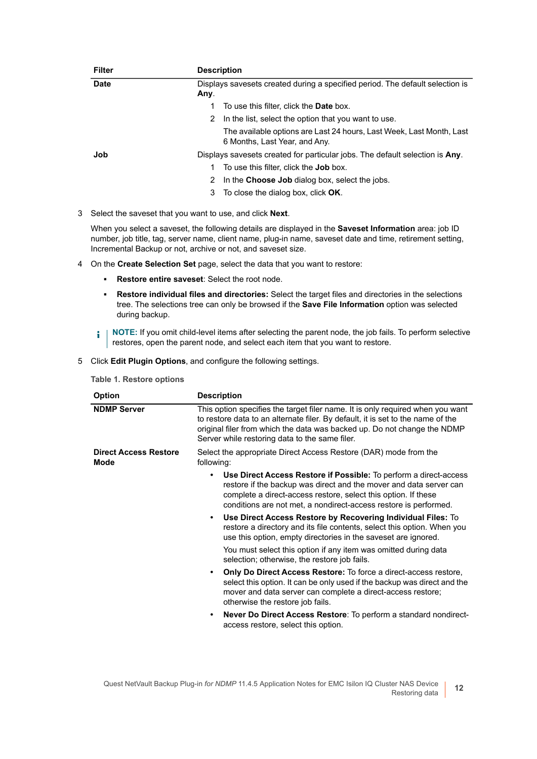| Filter | Description |
|---|---|
| **Date** | Displays savesets created during a specified period. The default selection is **Any**.<br>1 To use this filter, click the **Date** box.<br>2 In the list, select the option that you want to use.<br>The available options are Last 24 hours, Last Week, Last Month, Last 6 Months, Last Year, and Any. |
| **Job** | Displays savesets created for particular jobs. The default selection is **Any**.<br>1 To use this filter, click the **Job** box.<br>2 In the **Choose Job** dialog box, select the jobs.<br>3 To close the dialog box, click **OK**. |

3 Select the saveset that you want to use, and click **Next**.

When you select a saveset, the following details are displayed in the **Saveset Information** area: job ID number, job title, tag, server name, client name, plug-in name, saveset date and time, retirement setting, Incremental Backup or not, archive or not, and saveset size.

4 On the **Create Selection Set** page, select the data that you want to restore:

- **Restore entire saveset**: Select the root node.
- **Restore individual files and directories:** Select the target files and directories in the selections tree. The selections tree can only be browsed if the **Save File Information** option was selected during backup.

**NOTE:** If you omit child-level items after selecting the parent node, the job fails. To perform selective restores, open the parent node, and select each item that you want to restore.

5 Click **Edit Plugin Options**, and configure the following settings.

**Table 1. Restore options**

| Option | Description |
|---|---|
| **NDMP Server** | This option specifies the target filer name. It is only required when you want to restore data to an alternate filer. By default, it is set to the name of the original filer from which the data was backed up. Do not change the NDMP Server while restoring data to the same filer. |
| **Direct Access Restore Mode** | Select the appropriate Direct Access Restore (DAR) mode from the following:<br>• **Use Direct Access Restore if Possible:** To perform a direct-access restore if the backup was direct and the mover and data server can complete a direct-access restore, select this option. If these conditions are not met, a nondirect-access restore is performed.<br>• **Use Direct Access Restore by Recovering Individual Files:** To restore a directory and its file contents, select this option. When you use this option, empty directories in the saveset are ignored.<br>You must select this option if any item was omitted during data selection; otherwise, the restore job fails.<br>• **Only Do Direct Access Restore:** To force a direct-access restore, select this option. It can be only used if the backup was direct and the mover and data server can complete a direct-access restore; otherwise the restore job fails.<br>• **Never Do Direct Access Restore**: To perform a standard nondirect-access restore, select this option. |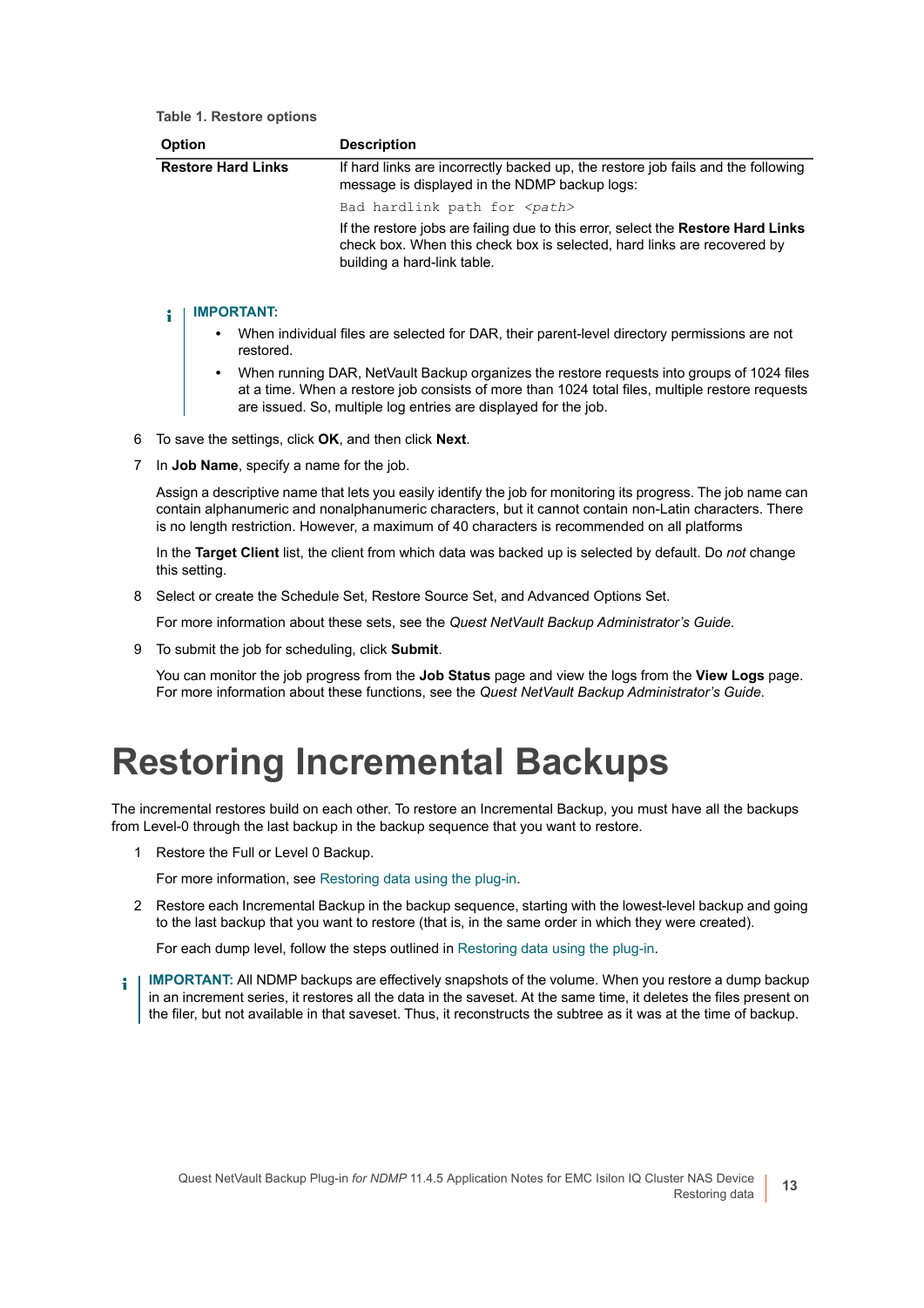**Table 1. Restore options**

| Option | Description |
| --- | --- |
| **Restore Hard Links** | If hard links are incorrectly backed up, the restore job fails and the following message is displayed in the NDMP backup logs: `Bad hardlink path for <path>` If the restore jobs are failing due to this error, select the **Restore Hard Links** check box. When this check box is selected, hard links are recovered by building a hard-link table. |

> **IMPORTANT:**
> - When individual files are selected for DAR, their parent-level directory permissions are not restored.
> - When running DAR, NetVault Backup organizes the restore requests into groups of 1024 files at a time. When a restore job consists of more than 1024 total files, multiple restore requests are issued. So, multiple log entries are displayed for the job.

6. To save the settings, click **OK**, and then click **Next**.
7. In **Job Name**, specify a name for the job.

   Assign a descriptive name that lets you easily identify the job for monitoring its progress. The job name can contain alphanumeric and nonalphanumeric characters, but it cannot contain non-Latin characters. There is no length restriction. However, a maximum of 40 characters is recommended on all platforms

   In the **Target Client** list, the client from which data was backed up is selected by default. Do *not* change this setting.
8. Select or create the Schedule Set, Restore Source Set, and Advanced Options Set.

   For more information about these sets, see the *Quest NetVault Backup Administrator's Guide*.
9. To submit the job for scheduling, click **Submit**.

   You can monitor the job progress from the **Job Status** page and view the logs from the **View Logs** page. For more information about these functions, see the *Quest NetVault Backup Administrator's Guide*.

# Restoring Incremental Backups

The incremental restores build on each other. To restore an Incremental Backup, you must have all the backups from Level-0 through the last backup in the backup sequence that you want to restore.

1. Restore the Full or Level 0 Backup.

   For more information, see Restoring data using the plug-in.
2. Restore each Incremental Backup in the backup sequence, starting with the lowest-level backup and going to the last backup that you want to restore (that is, in the same order in which they were created).

   For each dump level, follow the steps outlined in Restoring data using the plug-in.

> **IMPORTANT:** All NDMP backups are effectively snapshots of the volume. When you restore a dump backup in an increment series, it restores all the data in the saveset. At the same time, it deletes the files present on the filer, but not available in that saveset. Thus, it reconstructs the subtree as it was at the time of backup.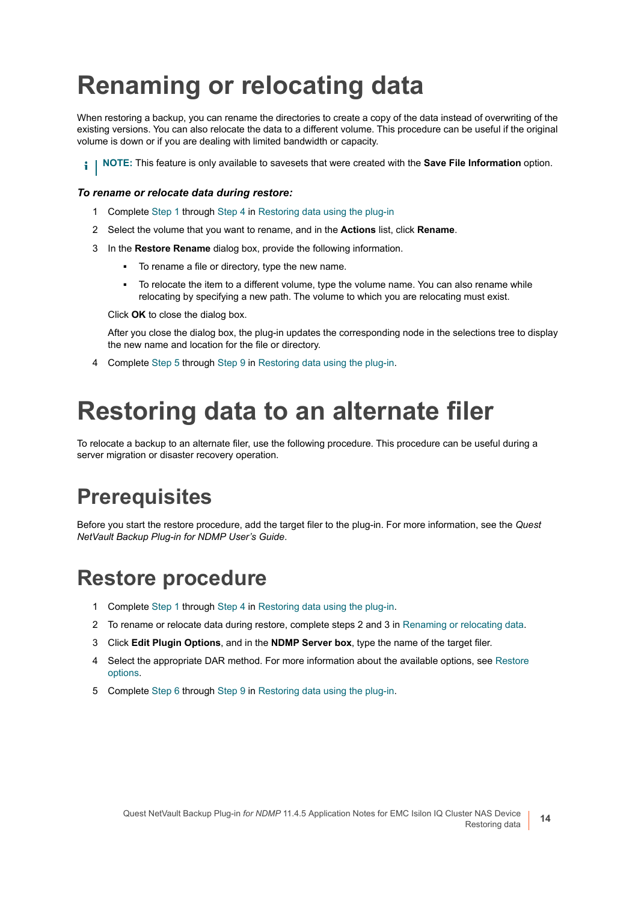# Renaming or relocating data

When restoring a backup, you can rename the directories to create a copy of the data instead of overwriting of the existing versions. You can also relocate the data to a different volume. This procedure can be useful if the original volume is down or if you are dealing with limited bandwidth or capacity.

**NOTE:** This feature is only available to savesets that were created with the **Save File Information** option.

***To rename or relocate data during restore:***

1. Complete Step 1 through Step 4 in Restoring data using the plug-in
2. Select the volume that you want to rename, and in the **Actions** list, click **Rename**.
3. In the **Restore Rename** dialog box, provide the following information.
   - To rename a file or directory, type the new name.
   - To relocate the item to a different volume, type the volume name. You can also rename while relocating by specifying a new path. The volume to which you are relocating must exist.

   Click **OK** to close the dialog box.

   After you close the dialog box, the plug-in updates the corresponding node in the selections tree to display the new name and location for the file or directory.
4. Complete Step 5 through Step 9 in Restoring data using the plug-in.

# Restoring data to an alternate filer

To relocate a backup to an alternate filer, use the following procedure. This procedure can be useful during a server migration or disaster recovery operation.

## Prerequisites

Before you start the restore procedure, add the target filer to the plug-in. For more information, see the *Quest NetVault Backup Plug-in for NDMP User's Guide*.

## Restore procedure

1. Complete Step 1 through Step 4 in Restoring data using the plug-in.
2. To rename or relocate data during restore, complete steps 2 and 3 in Renaming or relocating data.
3. Click **Edit Plugin Options**, and in the **NDMP Server box**, type the name of the target filer.
4. Select the appropriate DAR method. For more information about the available options, see Restore options.
5. Complete Step 6 through Step 9 in Restoring data using the plug-in.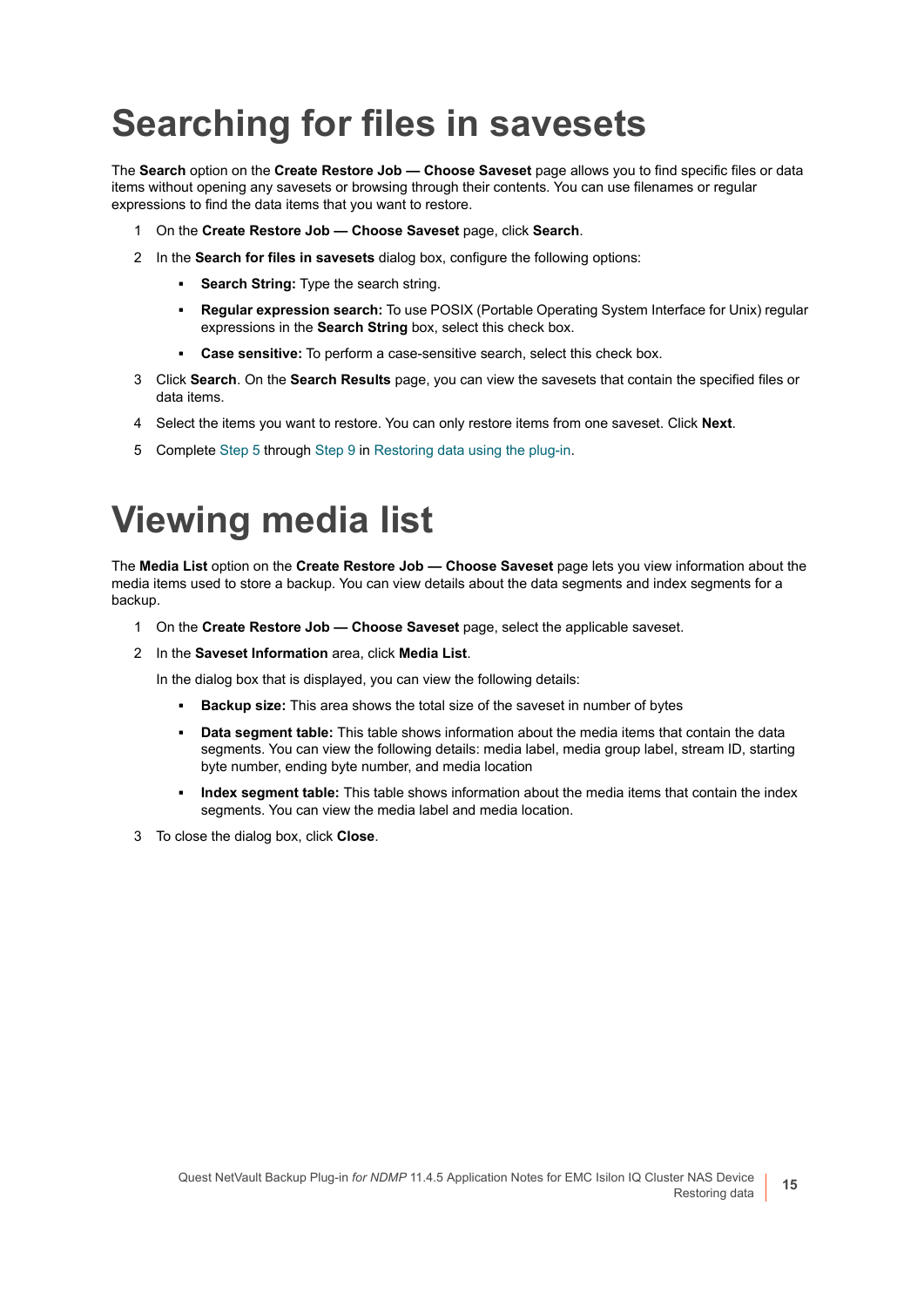# Searching for files in savesets

The **Search** option on the **Create Restore Job — Choose Saveset** page allows you to find specific files or data items without opening any savesets or browsing through their contents. You can use filenames or regular expressions to find the data items that you want to restore.

1. On the **Create Restore Job — Choose Saveset** page, click **Search**.
2. In the **Search for files in savesets** dialog box, configure the following options:
   - **Search String:** Type the search string.
   - **Regular expression search:** To use POSIX (Portable Operating System Interface for Unix) regular expressions in the **Search String** box, select this check box.
   - **Case sensitive:** To perform a case-sensitive search, select this check box.
3. Click **Search**. On the **Search Results** page, you can view the savesets that contain the specified files or data items.
4. Select the items you want to restore. You can only restore items from one saveset. Click **Next**.
5. Complete Step 5 through Step 9 in Restoring data using the plug-in.

# Viewing media list

The **Media List** option on the **Create Restore Job — Choose Saveset** page lets you view information about the media items used to store a backup. You can view details about the data segments and index segments for a backup.

1. On the **Create Restore Job — Choose Saveset** page, select the applicable saveset.
2. In the **Saveset Information** area, click **Media List**.

   In the dialog box that is displayed, you can view the following details:
   - **Backup size:** This area shows the total size of the saveset in number of bytes
   - **Data segment table:** This table shows information about the media items that contain the data segments. You can view the following details: media label, media group label, stream ID, starting byte number, ending byte number, and media location
   - **Index segment table:** This table shows information about the media items that contain the index segments. You can view the media label and media location.
3. To close the dialog box, click **Close**.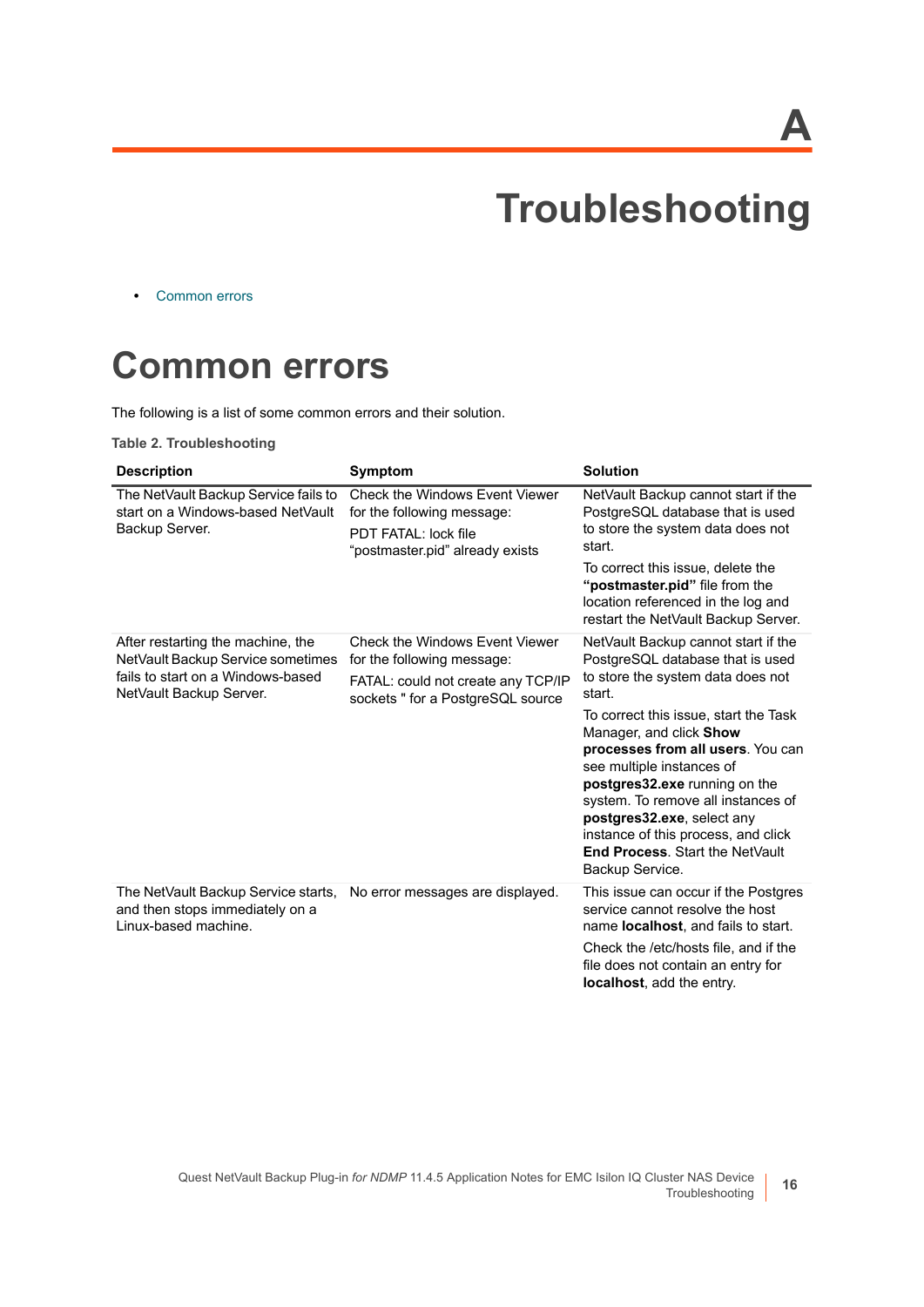# A

# Troubleshooting

- Common errors

## Common errors

The following is a list of some common errors and their solution.

**Table 2. Troubleshooting**

| Description | Symptom | Solution |
|---|---|---|
| The NetVault Backup Service fails to start on a Windows-based NetVault Backup Server. | Check the Windows Event Viewer for the following message:<br>PDT FATAL: lock file "postmaster.pid" already exists | NetVault Backup cannot start if the PostgreSQL database that is used to store the system data does not start.<br>To correct this issue, delete the **"postmaster.pid"** file from the location referenced in the log and restart the NetVault Backup Server. |
| After restarting the machine, the NetVault Backup Service sometimes fails to start on a Windows-based NetVault Backup Server. | Check the Windows Event Viewer for the following message:<br>FATAL: could not create any TCP/IP sockets " for a PostgreSQL source | NetVault Backup cannot start if the PostgreSQL database that is used to store the system data does not start.<br>To correct this issue, start the Task Manager, and click **Show processes from all users**. You can see multiple instances of **postgres32.exe** running on the system. To remove all instances of **postgres32.exe**, select any instance of this process, and click **End Process**. Start the NetVault Backup Service. |
| The NetVault Backup Service starts, and then stops immediately on a Linux-based machine. | No error messages are displayed. | This issue can occur if the Postgres service cannot resolve the host name **localhost**, and fails to start.<br>Check the /etc/hosts file, and if the file does not contain an entry for **localhost**, add the entry. |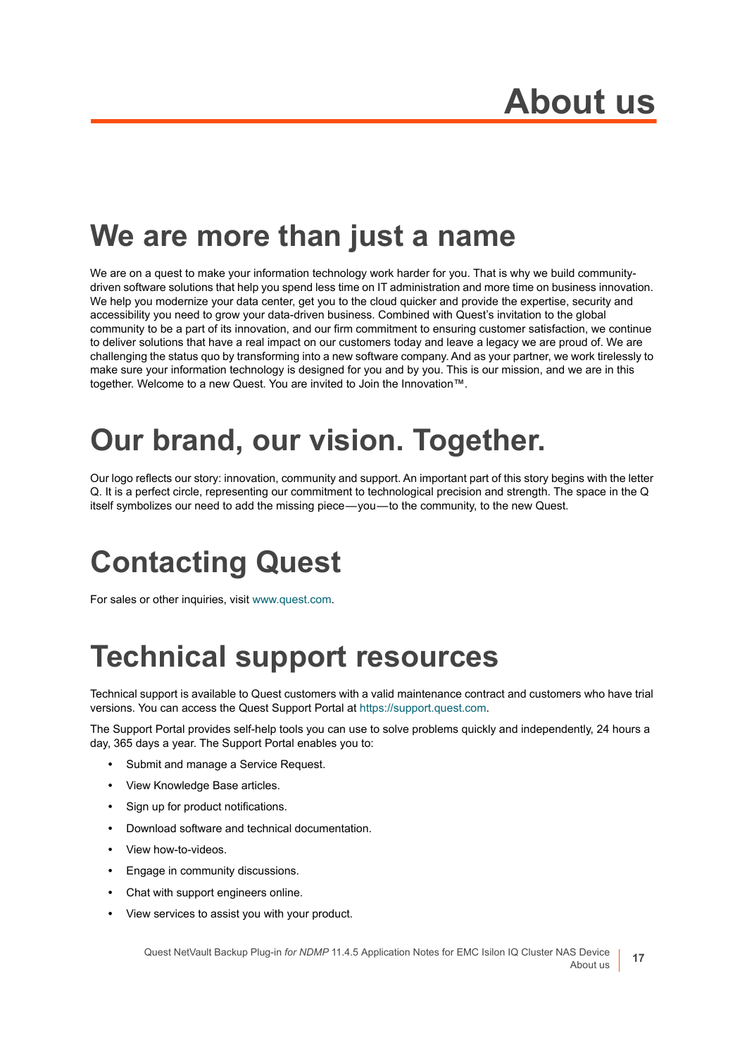# About us

## We are more than just a name

We are on a quest to make your information technology work harder for you. That is why we build community-driven software solutions that help you spend less time on IT administration and more time on business innovation. We help you modernize your data center, get you to the cloud quicker and provide the expertise, security and accessibility you need to grow your data-driven business. Combined with Quest's invitation to the global community to be a part of its innovation, and our firm commitment to ensuring customer satisfaction, we continue to deliver solutions that have a real impact on our customers today and leave a legacy we are proud of. We are challenging the status quo by transforming into a new software company. And as your partner, we work tirelessly to make sure your information technology is designed for you and by you. This is our mission, and we are in this together. Welcome to a new Quest. You are invited to Join the Innovation™.

## Our brand, our vision. Together.

Our logo reflects our story: innovation, community and support. An important part of this story begins with the letter Q. It is a perfect circle, representing our commitment to technological precision and strength. The space in the Q itself symbolizes our need to add the missing piece—you—to the community, to the new Quest.

## Contacting Quest

For sales or other inquiries, visit www.quest.com.

## Technical support resources

Technical support is available to Quest customers with a valid maintenance contract and customers who have trial versions. You can access the Quest Support Portal at https://support.quest.com.

The Support Portal provides self-help tools you can use to solve problems quickly and independently, 24 hours a day, 365 days a year. The Support Portal enables you to:

- Submit and manage a Service Request.
- View Knowledge Base articles.
- Sign up for product notifications.
- Download software and technical documentation.
- View how-to-videos.
- Engage in community discussions.
- Chat with support engineers online.
- View services to assist you with your product.